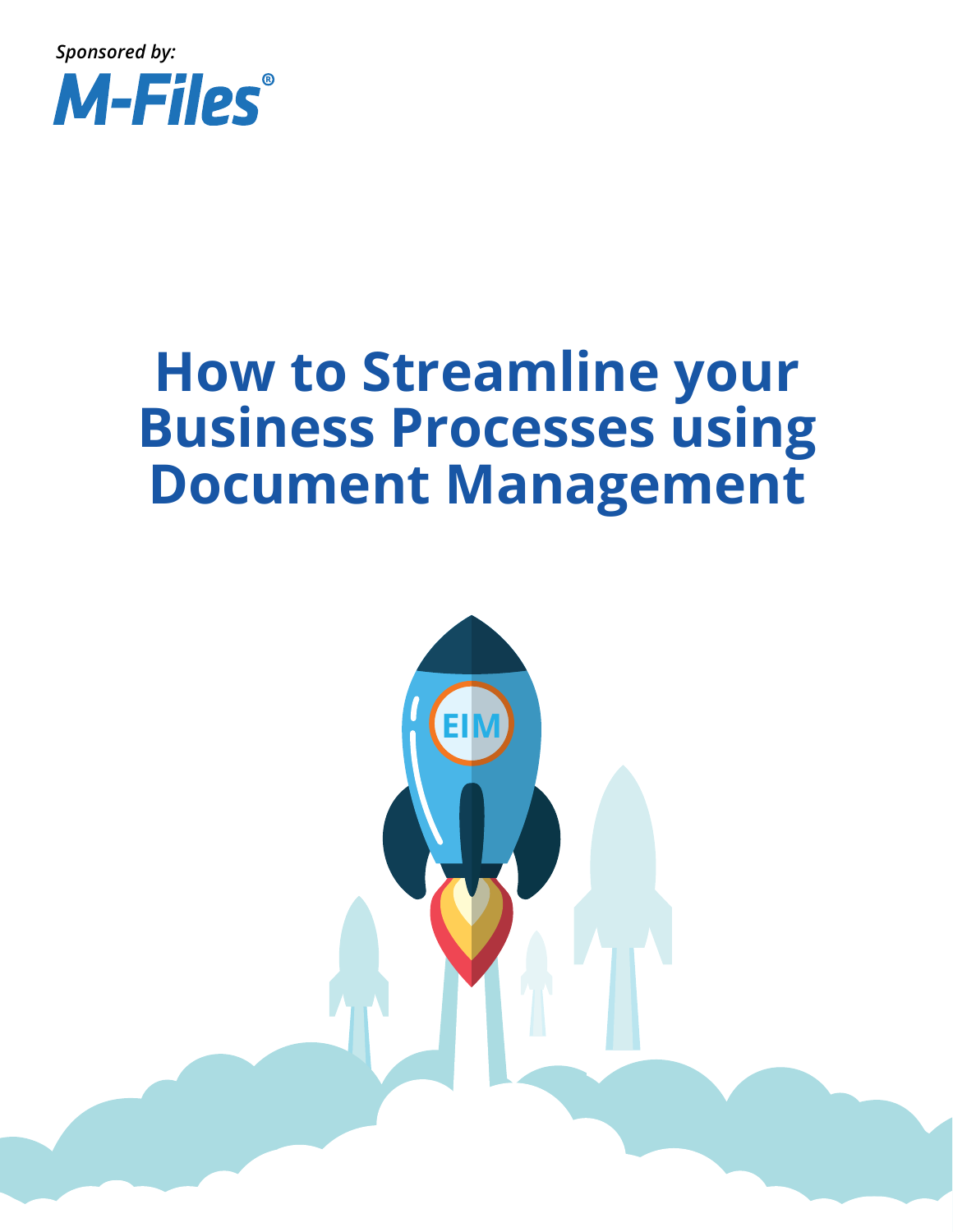*Sponsored by:*

M-Files®

# How to Streamline your Business Processes using Document Management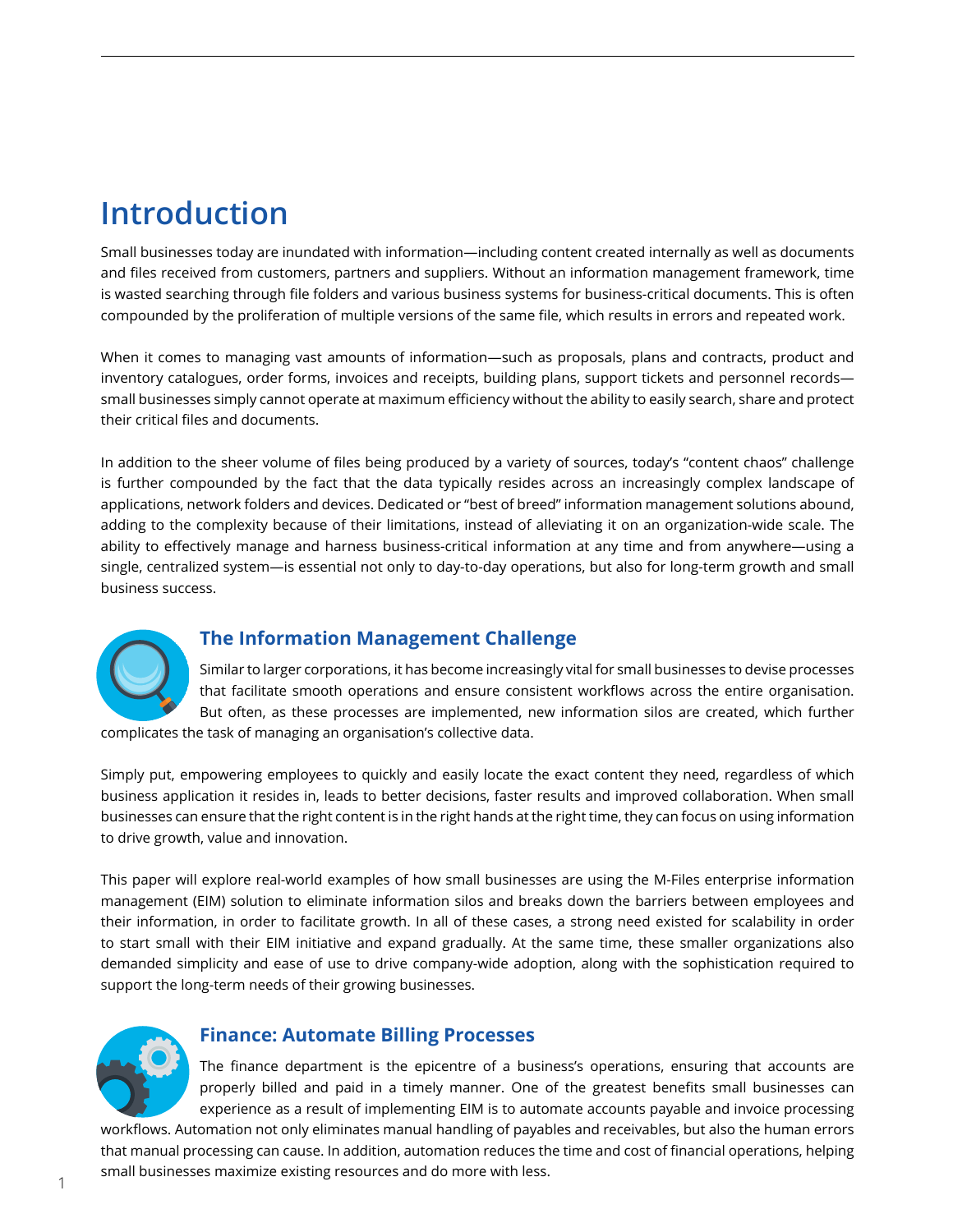# Introduction

Small businesses today are inundated with information—including content created internally as well as documents and files received from customers, partners and suppliers. Without an information management framework, time is wasted searching through file folders and various business systems for business-critical documents. This is often compounded by the proliferation of multiple versions of the same file, which results in errors and repeated work.

When it comes to managing vast amounts of information—such as proposals, plans and contracts, product and inventory catalogues, order forms, invoices and receipts, building plans, support tickets and personnel records—small businesses simply cannot operate at maximum efficiency without the ability to easily search, share and protect their critical files and documents.

In addition to the sheer volume of files being produced by a variety of sources, today's "content chaos" challenge is further compounded by the fact that the data typically resides across an increasingly complex landscape of applications, network folders and devices. Dedicated or "best of breed" information management solutions abound, adding to the complexity because of their limitations, instead of alleviating it on an organization-wide scale. The ability to effectively manage and harness business-critical information at any time and from anywhere—using a single, centralized system—is essential not only to day-to-day operations, but also for long-term growth and small business success.

## The Information Management Challenge

Similar to larger corporations, it has become increasingly vital for small businesses to devise processes that facilitate smooth operations and ensure consistent workflows across the entire organisation. But often, as these processes are implemented, new information silos are created, which further complicates the task of managing an organisation's collective data.

Simply put, empowering employees to quickly and easily locate the exact content they need, regardless of which business application it resides in, leads to better decisions, faster results and improved collaboration. When small businesses can ensure that the right content is in the right hands at the right time, they can focus on using information to drive growth, value and innovation.

This paper will explore real-world examples of how small businesses are using the M-Files enterprise information management (EIM) solution to eliminate information silos and breaks down the barriers between employees and their information, in order to facilitate growth. In all of these cases, a strong need existed for scalability in order to start small with their EIM initiative and expand gradually. At the same time, these smaller organizations also demanded simplicity and ease of use to drive company-wide adoption, along with the sophistication required to support the long-term needs of their growing businesses.

## Finance: Automate Billing Processes

The finance department is the epicentre of a business's operations, ensuring that accounts are properly billed and paid in a timely manner. One of the greatest benefits small businesses can experience as a result of implementing EIM is to automate accounts payable and invoice processing workflows. Automation not only eliminates manual handling of payables and receivables, but also the human errors that manual processing can cause. In addition, automation reduces the time and cost of financial operations, helping small businesses maximize existing resources and do more with less.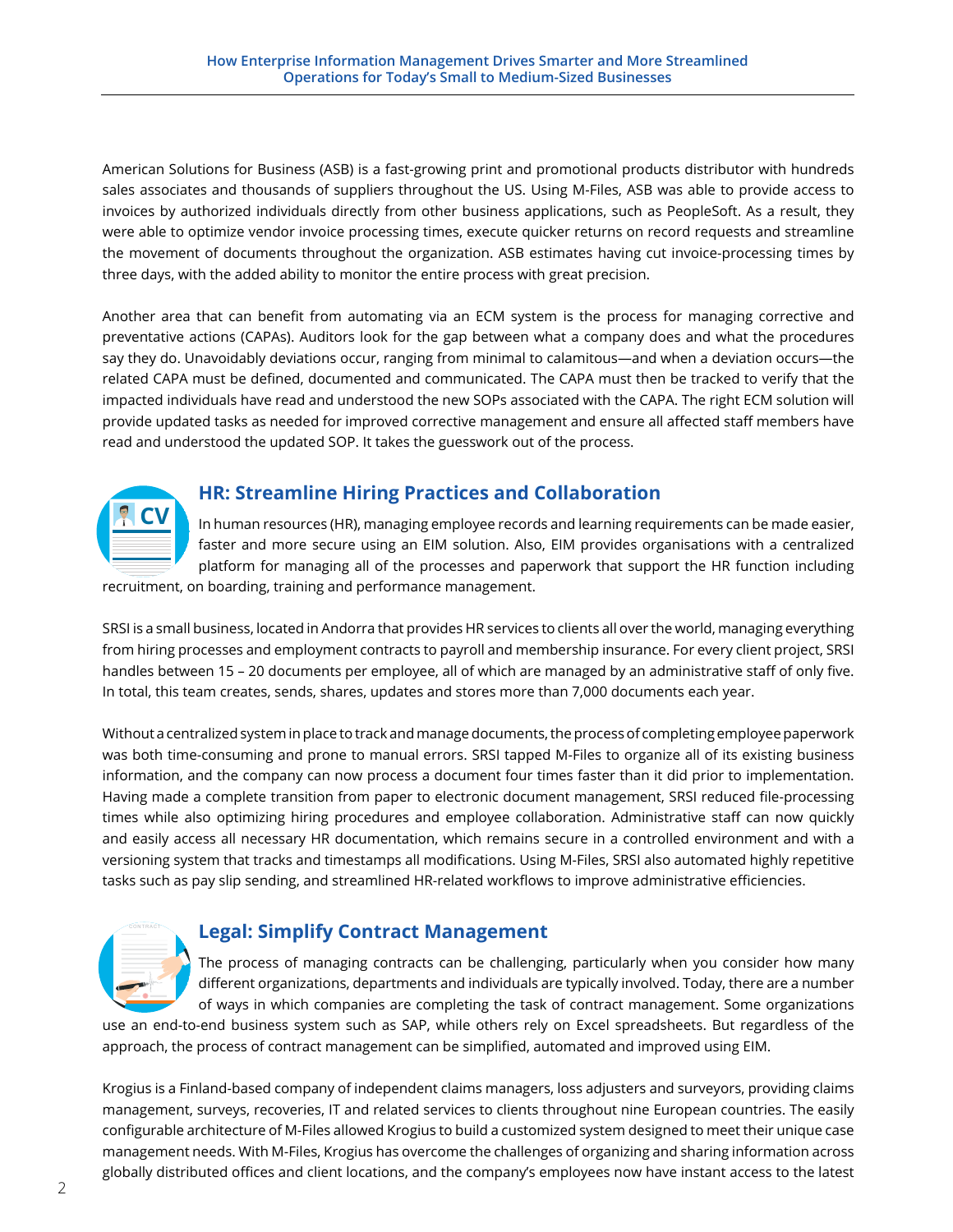American Solutions for Business (ASB) is a fast-growing print and promotional products distributor with hundreds sales associates and thousands of suppliers throughout the US. Using M-Files, ASB was able to provide access to invoices by authorized individuals directly from other business applications, such as PeopleSoft. As a result, they were able to optimize vendor invoice processing times, execute quicker returns on record requests and streamline the movement of documents throughout the organization. ASB estimates having cut invoice-processing times by three days, with the added ability to monitor the entire process with great precision.

Another area that can benefit from automating via an ECM system is the process for managing corrective and preventative actions (CAPAs). Auditors look for the gap between what a company does and what the procedures say they do. Unavoidably deviations occur, ranging from minimal to calamitous—and when a deviation occurs—the related CAPA must be defined, documented and communicated. The CAPA must then be tracked to verify that the impacted individuals have read and understood the new SOPs associated with the CAPA. The right ECM solution will provide updated tasks as needed for improved corrective management and ensure all affected staff members have read and understood the updated SOP. It takes the guesswork out of the process.

## HR: Streamline Hiring Practices and Collaboration

In human resources (HR), managing employee records and learning requirements can be made easier, faster and more secure using an EIM solution. Also, EIM provides organisations with a centralized platform for managing all of the processes and paperwork that support the HR function including recruitment, on boarding, training and performance management.

SRSI is a small business, located in Andorra that provides HR services to clients all over the world, managing everything from hiring processes and employment contracts to payroll and membership insurance. For every client project, SRSI handles between 15 – 20 documents per employee, all of which are managed by an administrative staff of only five. In total, this team creates, sends, shares, updates and stores more than 7,000 documents each year.

Without a centralized system in place to track and manage documents, the process of completing employee paperwork was both time-consuming and prone to manual errors. SRSI tapped M-Files to organize all of its existing business information, and the company can now process a document four times faster than it did prior to implementation. Having made a complete transition from paper to electronic document management, SRSI reduced file-processing times while also optimizing hiring procedures and employee collaboration. Administrative staff can now quickly and easily access all necessary HR documentation, which remains secure in a controlled environment and with a versioning system that tracks and timestamps all modifications. Using M-Files, SRSI also automated highly repetitive tasks such as pay slip sending, and streamlined HR-related workflows to improve administrative efficiencies.

## Legal: Simplify Contract Management

The process of managing contracts can be challenging, particularly when you consider how many different organizations, departments and individuals are typically involved. Today, there are a number of ways in which companies are completing the task of contract management. Some organizations use an end-to-end business system such as SAP, while others rely on Excel spreadsheets. But regardless of the approach, the process of contract management can be simplified, automated and improved using EIM.

Krogius is a Finland-based company of independent claims managers, loss adjusters and surveyors, providing claims management, surveys, recoveries, IT and related services to clients throughout nine European countries. The easily configurable architecture of M-Files allowed Krogius to build a customized system designed to meet their unique case management needs. With M-Files, Krogius has overcome the challenges of organizing and sharing information across globally distributed offices and client locations, and the company's employees now have instant access to the latest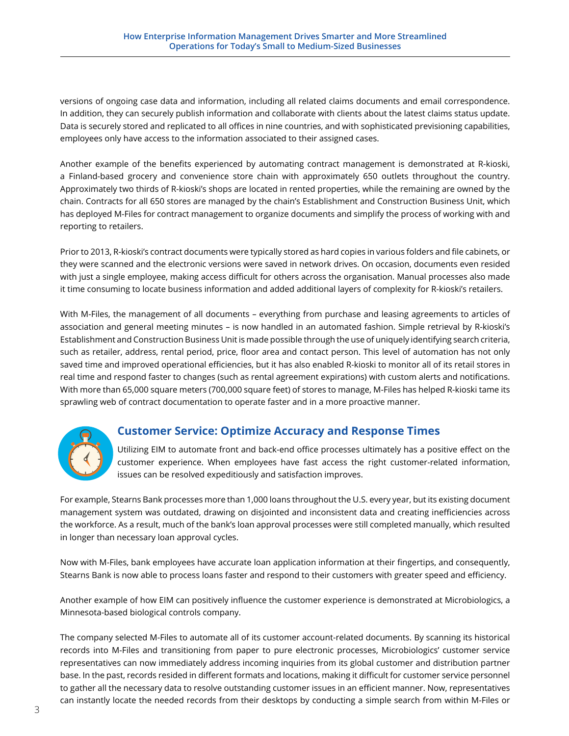versions of ongoing case data and information, including all related claims documents and email correspondence. In addition, they can securely publish information and collaborate with clients about the latest claims status update. Data is securely stored and replicated to all offices in nine countries, and with sophisticated previsioning capabilities, employees only have access to the information associated to their assigned cases.

Another example of the benefits experienced by automating contract management is demonstrated at R-kioski, a Finland-based grocery and convenience store chain with approximately 650 outlets throughout the country. Approximately two thirds of R-kioski's shops are located in rented properties, while the remaining are owned by the chain. Contracts for all 650 stores are managed by the chain's Establishment and Construction Business Unit, which has deployed M-Files for contract management to organize documents and simplify the process of working with and reporting to retailers.

Prior to 2013, R-kioski's contract documents were typically stored as hard copies in various folders and file cabinets, or they were scanned and the electronic versions were saved in network drives. On occasion, documents even resided with just a single employee, making access difficult for others across the organisation. Manual processes also made it time consuming to locate business information and added additional layers of complexity for R-kioski's retailers.

With M-Files, the management of all documents – everything from purchase and leasing agreements to articles of association and general meeting minutes – is now handled in an automated fashion. Simple retrieval by R-kioski's Establishment and Construction Business Unit is made possible through the use of uniquely identifying search criteria, such as retailer, address, rental period, price, floor area and contact person. This level of automation has not only saved time and improved operational efficiencies, but it has also enabled R-kioski to monitor all of its retail stores in real time and respond faster to changes (such as rental agreement expirations) with custom alerts and notifications. With more than 65,000 square meters (700,000 square feet) of stores to manage, M-Files has helped R-kioski tame its sprawling web of contract documentation to operate faster and in a more proactive manner.

## Customer Service: Optimize Accuracy and Response Times

Utilizing EIM to automate front and back-end office processes ultimately has a positive effect on the customer experience. When employees have fast access the right customer-related information, issues can be resolved expeditiously and satisfaction improves.

For example, Stearns Bank processes more than 1,000 loans throughout the U.S. every year, but its existing document management system was outdated, drawing on disjointed and inconsistent data and creating inefficiencies across the workforce. As a result, much of the bank's loan approval processes were still completed manually, which resulted in longer than necessary loan approval cycles.

Now with M-Files, bank employees have accurate loan application information at their fingertips, and consequently, Stearns Bank is now able to process loans faster and respond to their customers with greater speed and efficiency.

Another example of how EIM can positively influence the customer experience is demonstrated at Microbiologics, a Minnesota-based biological controls company.

The company selected M-Files to automate all of its customer account-related documents. By scanning its historical records into M-Files and transitioning from paper to pure electronic processes, Microbiologics' customer service representatives can now immediately address incoming inquiries from its global customer and distribution partner base. In the past, records resided in different formats and locations, making it difficult for customer service personnel to gather all the necessary data to resolve outstanding customer issues in an efficient manner. Now, representatives can instantly locate the needed records from their desktops by conducting a simple search from within M-Files or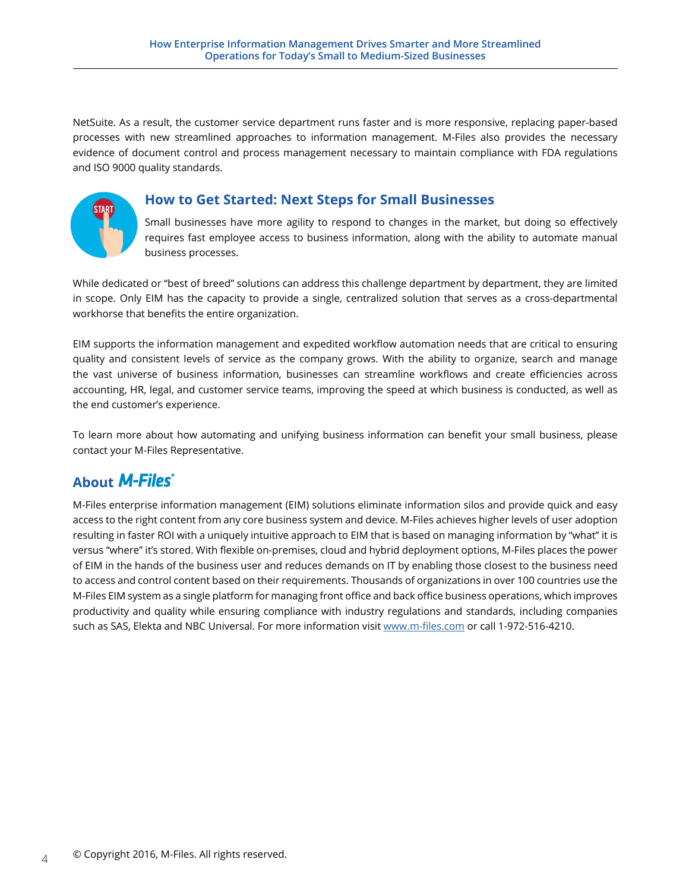NetSuite. As a result, the customer service department runs faster and is more responsive, replacing paper-based processes with new streamlined approaches to information management. M-Files also provides the necessary evidence of document control and process management necessary to maintain compliance with FDA regulations and ISO 9000 quality standards.

## How to Get Started: Next Steps for Small Businesses

Small businesses have more agility to respond to changes in the market, but doing so effectively requires fast employee access to business information, along with the ability to automate manual business processes.

While dedicated or "best of breed" solutions can address this challenge department by department, they are limited in scope. Only EIM has the capacity to provide a single, centralized solution that serves as a cross-departmental workhorse that benefits the entire organization.

EIM supports the information management and expedited workflow automation needs that are critical to ensuring quality and consistent levels of service as the company grows. With the ability to organize, search and manage the vast universe of business information, businesses can streamline workflows and create efficiencies across accounting, HR, legal, and customer service teams, improving the speed at which business is conducted, as well as the end customer's experience.

To learn more about how automating and unifying business information can benefit your small business, please contact your M-Files Representative.

## About M-Files®

M-Files enterprise information management (EIM) solutions eliminate information silos and provide quick and easy access to the right content from any core business system and device. M-Files achieves higher levels of user adoption resulting in faster ROI with a uniquely intuitive approach to EIM that is based on managing information by "what" it is versus "where" it's stored. With flexible on-premises, cloud and hybrid deployment options, M-Files places the power of EIM in the hands of the business user and reduces demands on IT by enabling those closest to the business need to access and control content based on their requirements. Thousands of organizations in over 100 countries use the M-Files EIM system as a single platform for managing front office and back office business operations, which improves productivity and quality while ensuring compliance with industry regulations and standards, including companies such as SAS, Elekta and NBC Universal. For more information visit www.m-files.com or call 1-972-516-4210.

© Copyright 2016, M-Files. All rights reserved.